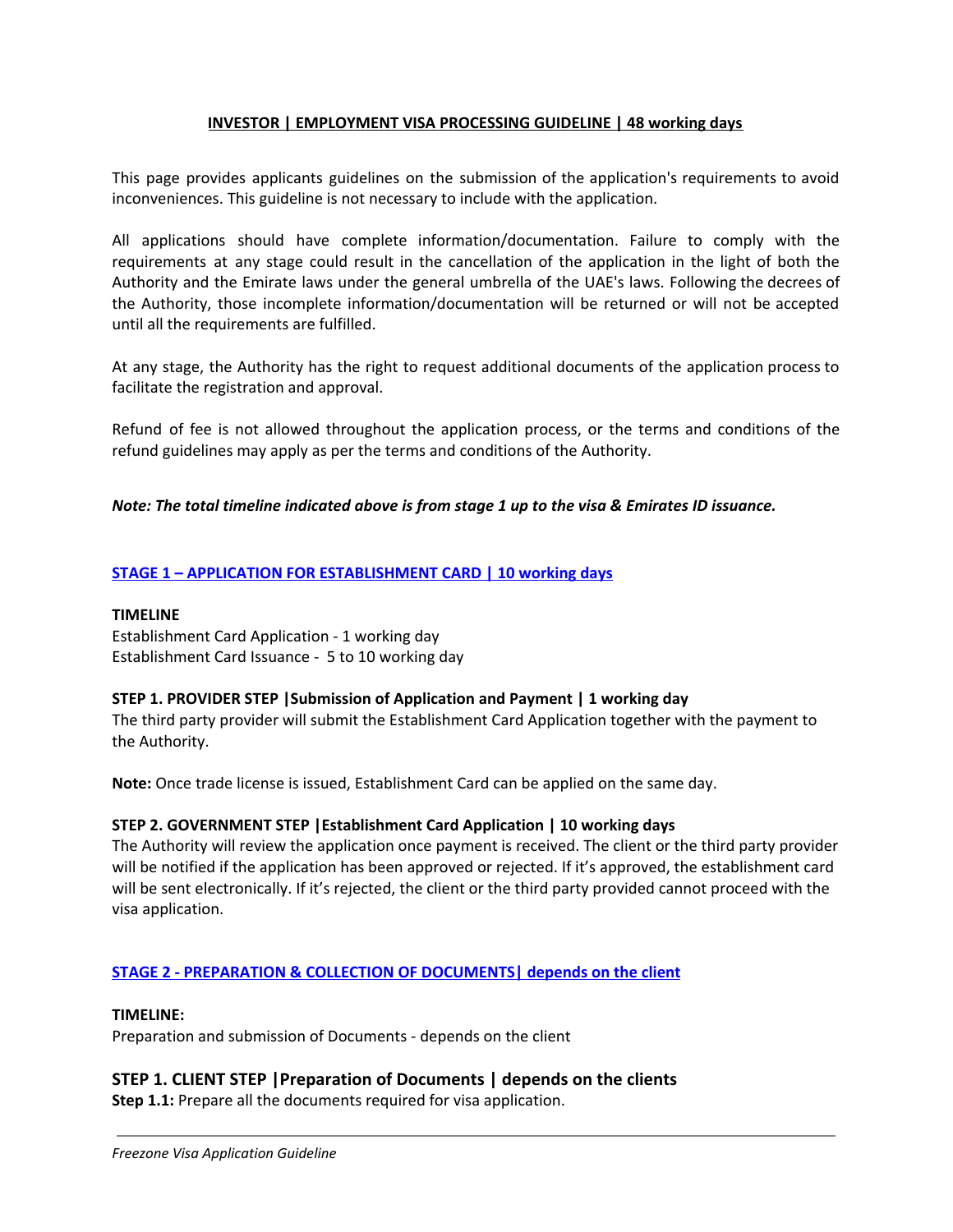# INVESTOR | EMPLOYMENT VISA PROCESSING GUIDELINE | 48 working days

This page provides applicants guidelines on the submission of the application's requirements to avoid inconveniences. This guideline is not necessary to include with the application.

All applications should have complete information/documentation. Failure to comply with the requirements at any stage could result in the cancellation of the application in the light of both the Authority and the Emirate laws under the general umbrella of the UAE's laws. Following the decrees of the Authority, those incomplete information/documentation will be returned or will not be accepted until all the requirements are fulfilled.

At any stage, the Authority has the right to request additional documents of the application process to facilitate the registration and approval.

Refund of fee is not allowed throughout the application process, or the terms and conditions of the refund guidelines may apply as per the terms and conditions of the Authority.

***Note: The total timeline indicated above is from stage 1 up to the visa & Emirates ID issuance.***

## STAGE 1 – APPLICATION FOR ESTABLISHMENT CARD | 10 working days

**TIMELINE**

Establishment Card Application - 1 working day
Establishment Card Issuance - 5 to 10 working day

**STEP 1. PROVIDER STEP |Submission of Application and Payment | 1 working day**

The third party provider will submit the Establishment Card Application together with the payment to the Authority.

**Note:** Once trade license is issued, Establishment Card can be applied on the same day.

**STEP 2. GOVERNMENT STEP |Establishment Card Application | 10 working days**

The Authority will review the application once payment is received. The client or the third party provider will be notified if the application has been approved or rejected. If it's approved, the establishment card will be sent electronically. If it's rejected, the client or the third party provided cannot proceed with the visa application.

## STAGE 2 - PREPARATION & COLLECTION OF DOCUMENTS| depends on the client

**TIMELINE:**

Preparation and submission of Documents - depends on the client

### STEP 1. CLIENT STEP |Preparation of Documents | depends on the clients

**Step 1.1:** Prepare all the documents required for visa application.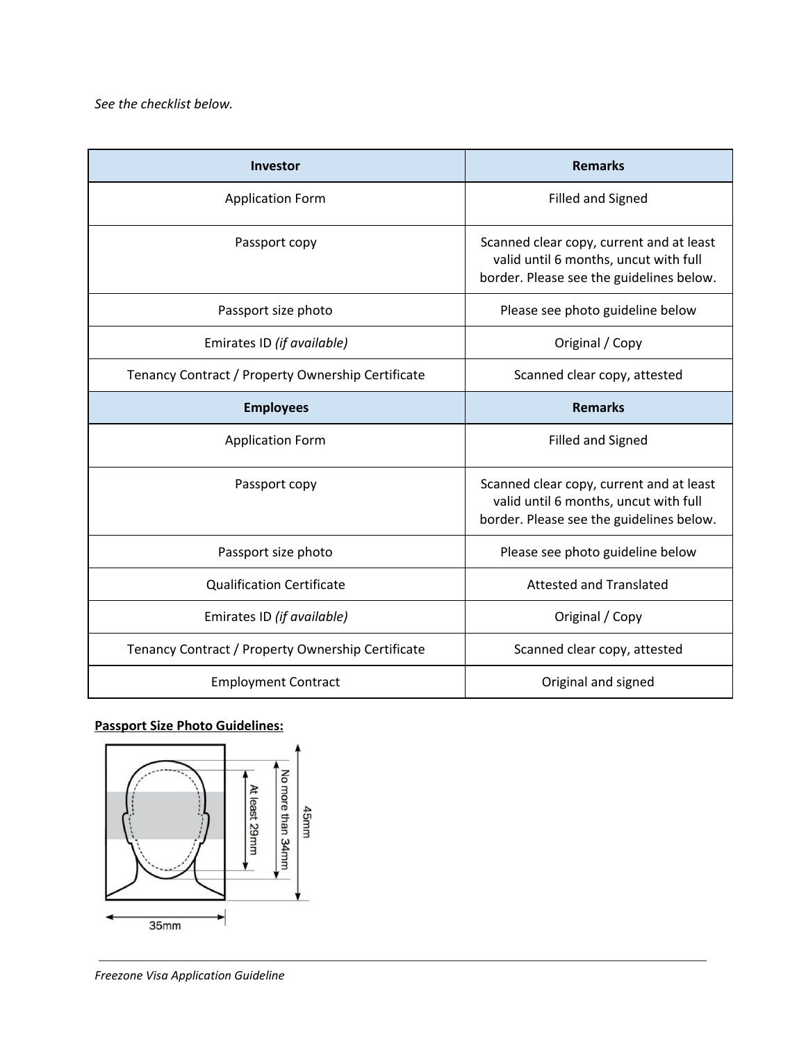*See the checklist below.*

| Investor | Remarks |
|---|---|
| Application Form | Filled and Signed |
| Passport copy | Scanned clear copy, current and at least valid until 6 months, uncut with full border. Please see the guidelines below. |
| Passport size photo | Please see photo guideline below |
| Emirates ID *(if available)* | Original / Copy |
| Tenancy Contract / Property Ownership Certificate | Scanned clear copy, attested |
| **Employees** | **Remarks** |
| Application Form | Filled and Signed |
| Passport copy | Scanned clear copy, current and at least valid until 6 months, uncut with full border. Please see the guidelines below. |
| Passport size photo | Please see photo guideline below |
| Qualification Certificate | Attested and Translated |
| Emirates ID *(if available)* | Original / Copy |
| Tenancy Contract / Property Ownership Certificate | Scanned clear copy, attested |
| Employment Contract | Original and signed |

**Passport Size Photo Guidelines:**

At least 29mm

No more than 34mm

45mm

35mm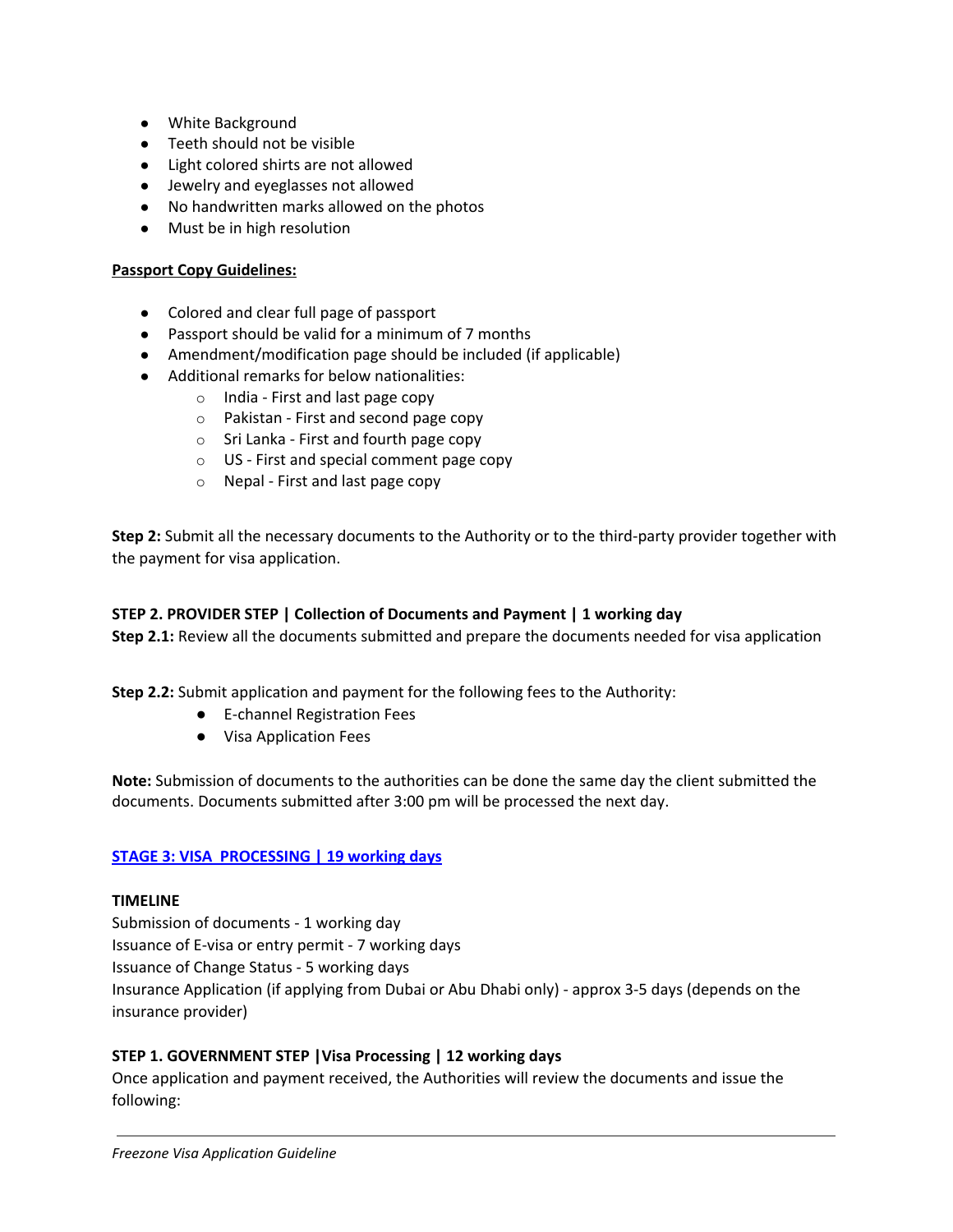- White Background
- Teeth should not be visible
- Light colored shirts are not allowed
- Jewelry and eyeglasses not allowed
- No handwritten marks allowed on the photos
- Must be in high resolution

**Passport Copy Guidelines:**

- Colored and clear full page of passport
- Passport should be valid for a minimum of 7 months
- Amendment/modification page should be included (if applicable)
- Additional remarks for below nationalities:
    - India - First and last page copy
    - Pakistan - First and second page copy
    - Sri Lanka - First and fourth page copy
    - US - First and special comment page copy
    - Nepal - First and last page copy

**Step 2:** Submit all the necessary documents to the Authority or to the third-party provider together with the payment for visa application.

**STEP 2. PROVIDER STEP | Collection of Documents and Payment | 1 working day**

**Step 2.1:** Review all the documents submitted and prepare the documents needed for visa application

**Step 2.2:** Submit application and payment for the following fees to the Authority:

- E-channel Registration Fees
- Visa Application Fees

**Note:** Submission of documents to the authorities can be done the same day the client submitted the documents. Documents submitted after 3:00 pm will be processed the next day.

## STAGE 3: VISA PROCESSING | 19 working days

**TIMELINE**

Submission of documents - 1 working day
Issuance of E-visa or entry permit - 7 working days
Issuance of Change Status - 5 working days
Insurance Application (if applying from Dubai or Abu Dhabi only) - approx 3-5 days (depends on the insurance provider)

**STEP 1. GOVERNMENT STEP |Visa Processing | 12 working days**

Once application and payment received, the Authorities will review the documents and issue the following: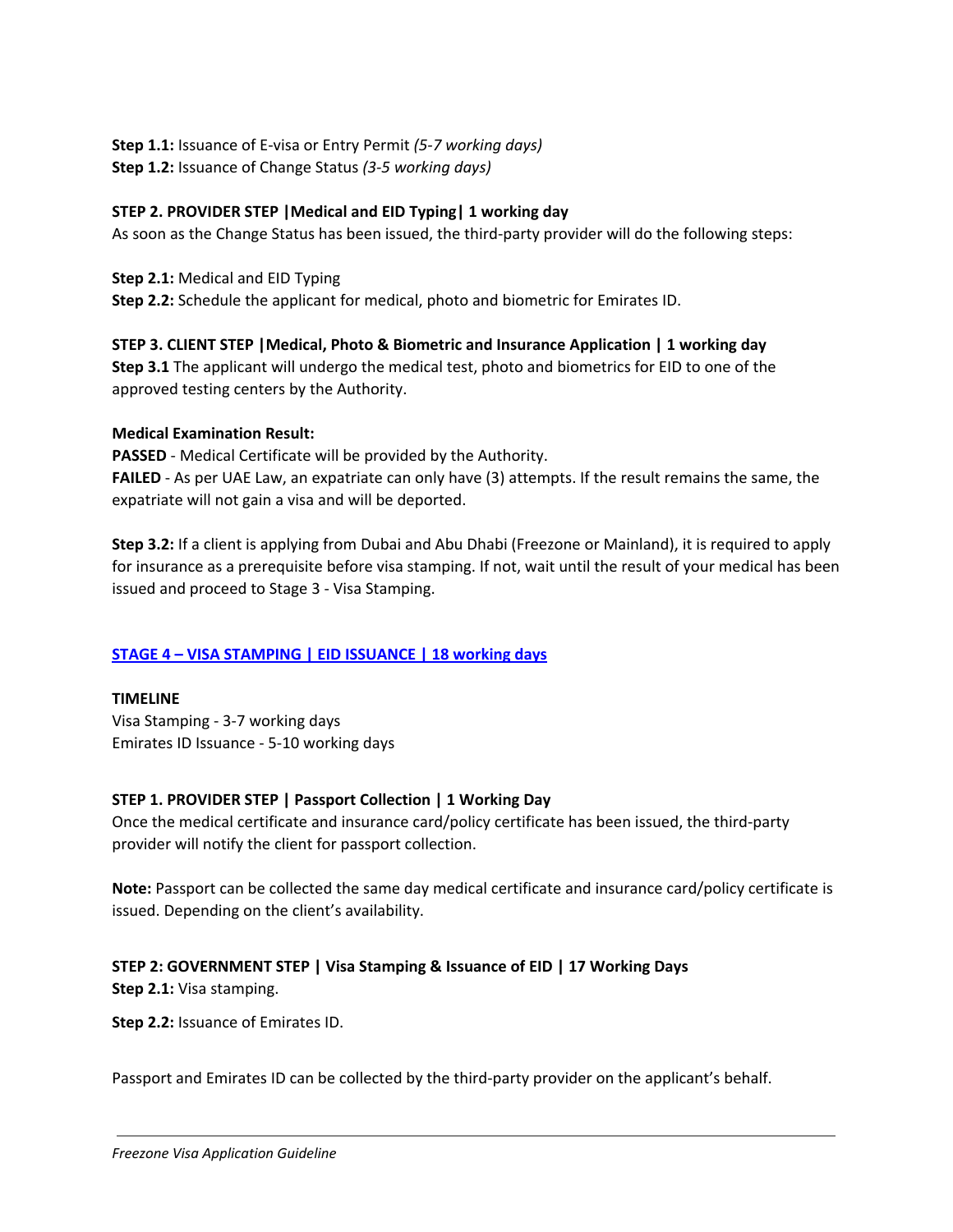**Step 1.1:** Issuance of E-visa or Entry Permit *(5-7 working days)*
**Step 1.2:** Issuance of Change Status *(3-5 working days)*

**STEP 2. PROVIDER STEP |Medical and EID Typing| 1 working day**
As soon as the Change Status has been issued, the third-party provider will do the following steps:

**Step 2.1:** Medical and EID Typing
**Step 2.2:** Schedule the applicant for medical, photo and biometric for Emirates ID.

**STEP 3. CLIENT STEP |Medical, Photo & Biometric and Insurance Application | 1 working day**
**Step 3.1** The applicant will undergo the medical test, photo and biometrics for EID to one of the approved testing centers by the Authority.

**Medical Examination Result:**
**PASSED** - Medical Certificate will be provided by the Authority.
**FAILED** - As per UAE Law, an expatriate can only have (3) attempts. If the result remains the same, the expatriate will not gain a visa and will be deported.

**Step 3.2:** If a client is applying from Dubai and Abu Dhabi (Freezone or Mainland), it is required to apply for insurance as a prerequisite before visa stamping. If not, wait until the result of your medical has been issued and proceed to Stage 3 - Visa Stamping.

## STAGE 4 – VISA STAMPING | EID ISSUANCE | 18 working days

**TIMELINE**
Visa Stamping - 3-7 working days
Emirates ID Issuance - 5-10 working days

**STEP 1. PROVIDER STEP | Passport Collection | 1 Working Day**
Once the medical certificate and insurance card/policy certificate has been issued, the third-party provider will notify the client for passport collection.

**Note:** Passport can be collected the same day medical certificate and insurance card/policy certificate is issued. Depending on the client's availability.

**STEP 2: GOVERNMENT STEP | Visa Stamping & Issuance of EID | 17 Working Days**
**Step 2.1:** Visa stamping.

**Step 2.2:** Issuance of Emirates ID.

Passport and Emirates ID can be collected by the third-party provider on the applicant's behalf.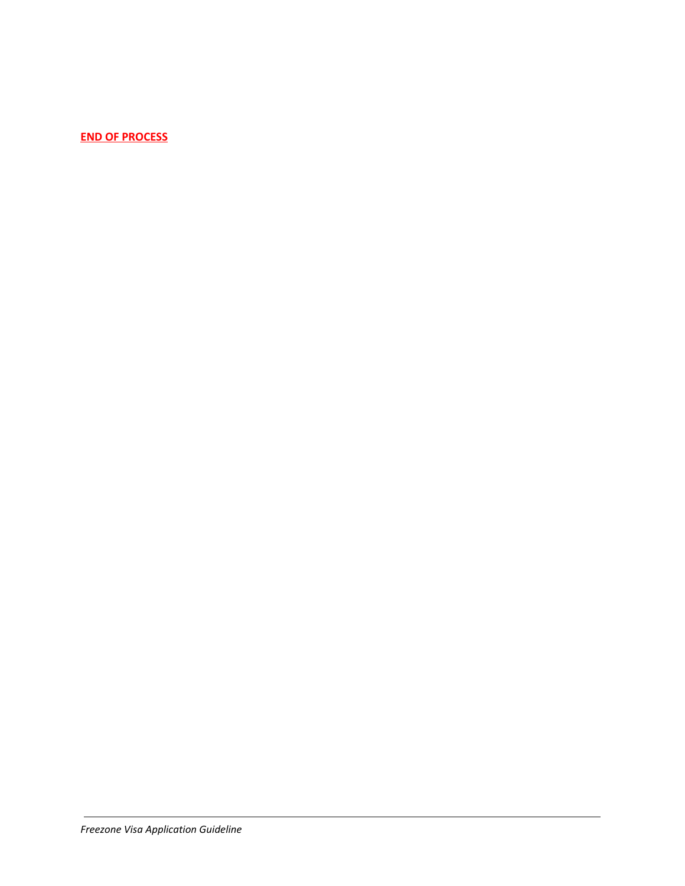**END OF PROCESS**